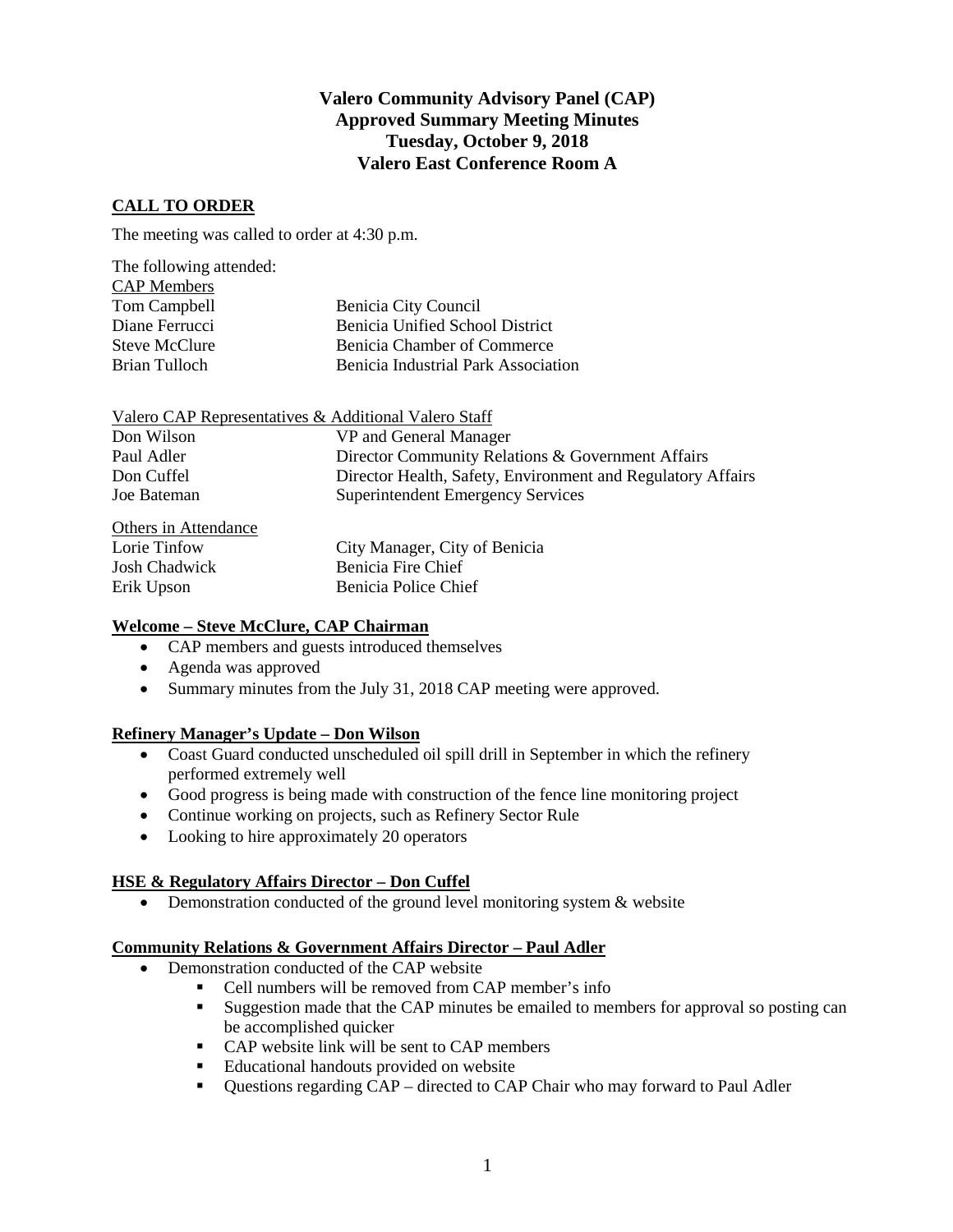# Valero Community Advisory Panel (CAP)
## Approved Summary Meeting Minutes
## Tuesday, October 9, 2018
## Valero East Conference Room A

### CALL TO ORDER

The meeting was called to order at 4:30 p.m.

The following attended:

CAP Members

| | |
|---|---|
| Tom Campbell | Benicia City Council |
| Diane Ferrucci | Benicia Unified School District |
| Steve McClure | Benicia Chamber of Commerce |
| Brian Tulloch | Benicia Industrial Park Association |

Valero CAP Representatives & Additional Valero Staff

| | |
|---|---|
| Don Wilson | VP and General Manager |
| Paul Adler | Director Community Relations & Government Affairs |
| Don Cuffel | Director Health, Safety, Environment and Regulatory Affairs |
| Joe Bateman | Superintendent Emergency Services |

Others in Attendance

| | |
|---|---|
| Lorie Tinfow | City Manager, City of Benicia |
| Josh Chadwick | Benicia Fire Chief |
| Erik Upson | Benicia Police Chief |

### Welcome – Steve McClure, CAP Chairman

- CAP members and guests introduced themselves
- Agenda was approved
- Summary minutes from the July 31, 2018 CAP meeting were approved.

### Refinery Manager's Update – Don Wilson

- Coast Guard conducted unscheduled oil spill drill in September in which the refinery performed extremely well
- Good progress is being made with construction of the fence line monitoring project
- Continue working on projects, such as Refinery Sector Rule
- Looking to hire approximately 20 operators

### HSE & Regulatory Affairs Director – Don Cuffel

- Demonstration conducted of the ground level monitoring system & website

### Community Relations & Government Affairs Director – Paul Adler

- Demonstration conducted of the CAP website
  - Cell numbers will be removed from CAP member's info
  - Suggestion made that the CAP minutes be emailed to members for approval so posting can be accomplished quicker
  - CAP website link will be sent to CAP members
  - Educational handouts provided on website
  - Questions regarding CAP – directed to CAP Chair who may forward to Paul Adler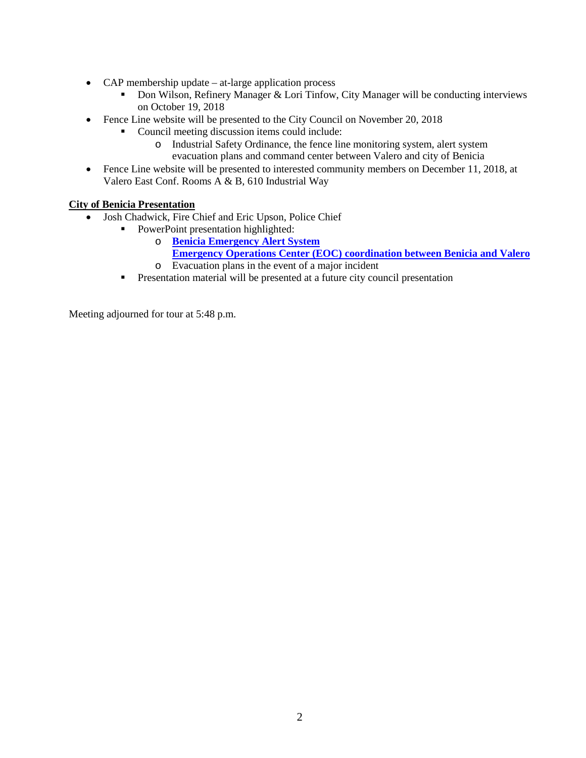- CAP membership update – at-large application process
  - Don Wilson, Refinery Manager & Lori Tinfow, City Manager will be conducting interviews on October 19, 2018
- Fence Line website will be presented to the City Council on November 20, 2018
  - Council meeting discussion items could include:
    - Industrial Safety Ordinance, the fence line monitoring system, alert system evacuation plans and command center between Valero and city of Benicia
- Fence Line website will be presented to interested community members on December 11, 2018, at Valero East Conf. Rooms A & B, 610 Industrial Way

**City of Benicia Presentation**

- Josh Chadwick, Fire Chief and Eric Upson, Police Chief
  - PowerPoint presentation highlighted:
    - **Benicia Emergency Alert System**
      **Emergency Operations Center (EOC) coordination between Benicia and Valero**
    - Evacuation plans in the event of a major incident
  - Presentation material will be presented at a future city council presentation

Meeting adjourned for tour at 5:48 p.m.